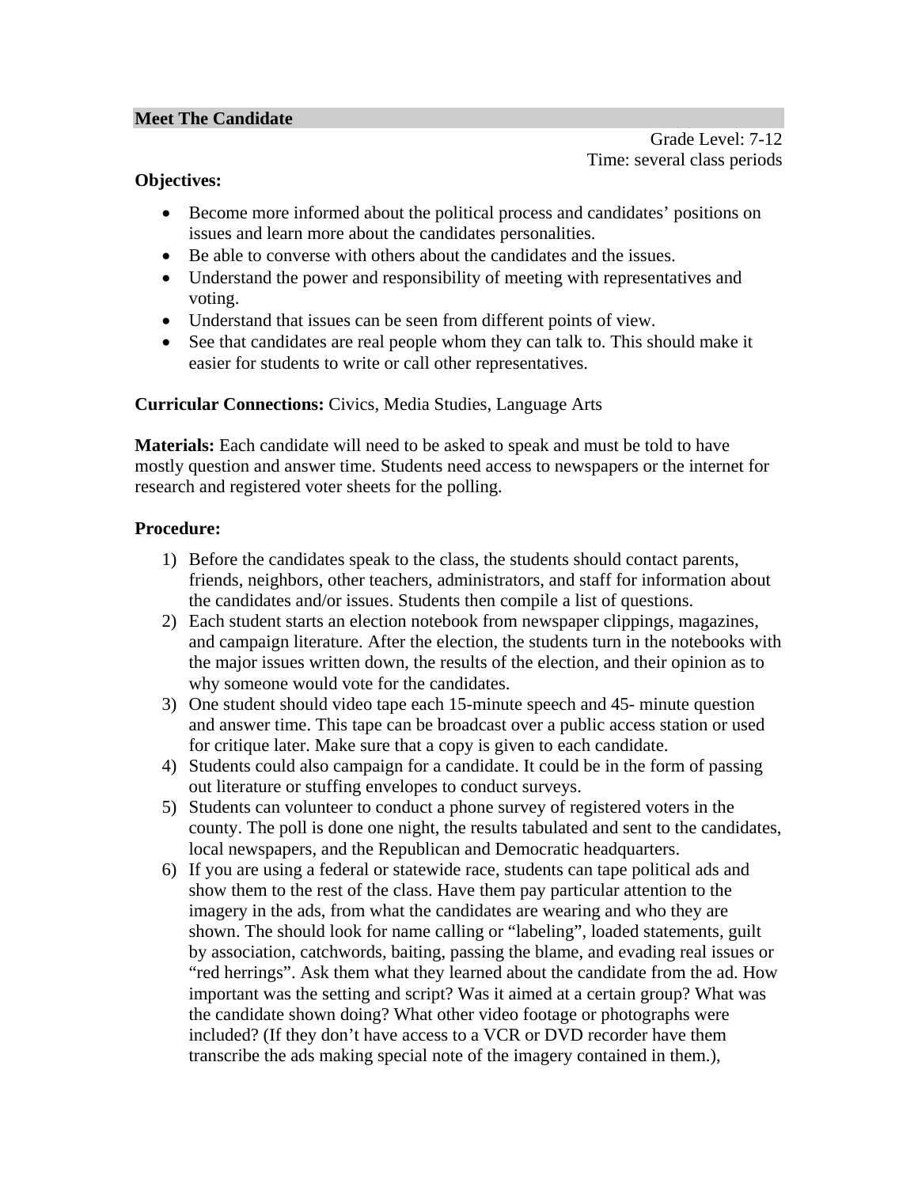## Meet The Candidate

Grade Level: 7-12
Time: several class periods

**Objectives:**

- Become more informed about the political process and candidates' positions on issues and learn more about the candidates personalities.
- Be able to converse with others about the candidates and the issues.
- Understand the power and responsibility of meeting with representatives and voting.
- Understand that issues can be seen from different points of view.
- See that candidates are real people whom they can talk to. This should make it easier for students to write or call other representatives.

**Curricular Connections:** Civics, Media Studies, Language Arts

**Materials:** Each candidate will need to be asked to speak and must be told to have mostly question and answer time. Students need access to newspapers or the internet for research and registered voter sheets for the polling.

**Procedure:**

1) Before the candidates speak to the class, the students should contact parents, friends, neighbors, other teachers, administrators, and staff for information about the candidates and/or issues. Students then compile a list of questions.
2) Each student starts an election notebook from newspaper clippings, magazines, and campaign literature. After the election, the students turn in the notebooks with the major issues written down, the results of the election, and their opinion as to why someone would vote for the candidates.
3) One student should video tape each 15-minute speech and 45- minute question and answer time. This tape can be broadcast over a public access station or used for critique later. Make sure that a copy is given to each candidate.
4) Students could also campaign for a candidate. It could be in the form of passing out literature or stuffing envelopes to conduct surveys.
5) Students can volunteer to conduct a phone survey of registered voters in the county. The poll is done one night, the results tabulated and sent to the candidates, local newspapers, and the Republican and Democratic headquarters.
6) If you are using a federal or statewide race, students can tape political ads and show them to the rest of the class. Have them pay particular attention to the imagery in the ads, from what the candidates are wearing and who they are shown. The should look for name calling or "labeling", loaded statements, guilt by association, catchwords, baiting, passing the blame, and evading real issues or "red herrings". Ask them what they learned about the candidate from the ad. How important was the setting and script? Was it aimed at a certain group? What was the candidate shown doing? What other video footage or photographs were included? (If they don't have access to a VCR or DVD recorder have them transcribe the ads making special note of the imagery contained in them.),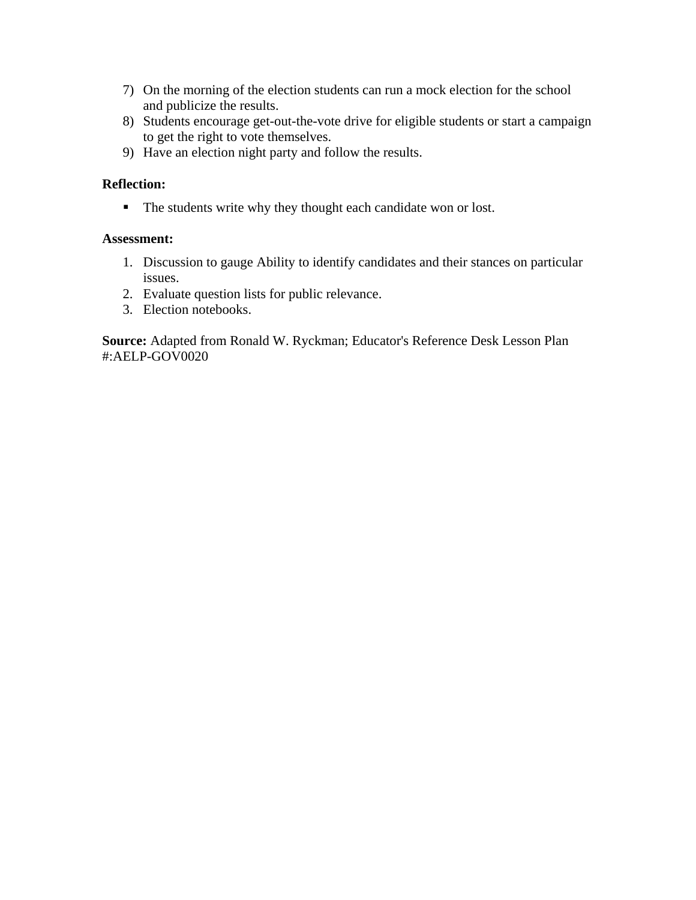7) On the morning of the election students can run a mock election for the school and publicize the results.
8) Students encourage get-out-the-vote drive for eligible students or start a campaign to get the right to vote themselves.
9) Have an election night party and follow the results.

**Reflection:**

- The students write why they thought each candidate won or lost.

**Assessment:**

1. Discussion to gauge Ability to identify candidates and their stances on particular issues.
2. Evaluate question lists for public relevance.
3. Election notebooks.

**Source:** Adapted from Ronald W. Ryckman; Educator's Reference Desk Lesson Plan #:AELP-GOV0020